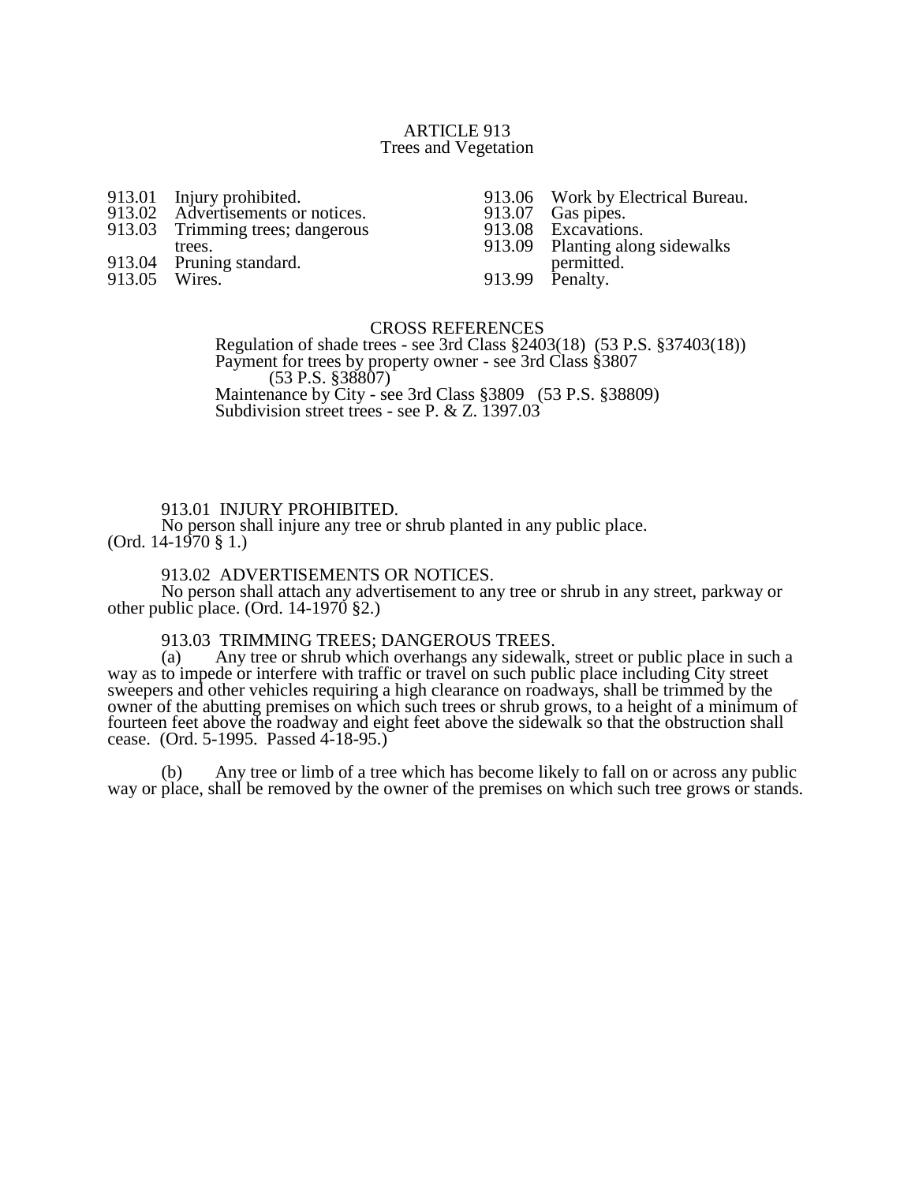# ARTICLE 913
## Trees and Vegetation

913.01 Injury prohibited.
913.02 Advertisements or notices.
913.03 Trimming trees; dangerous trees.
913.04 Pruning standard.
913.05 Wires.
913.06 Work by Electrical Bureau.
913.07 Gas pipes.
913.08 Excavations.
913.09 Planting along sidewalks permitted.
913.99 Penalty.

CROSS REFERENCES

Regulation of shade trees - see 3rd Class §2403(18) (53 P.S. §37403(18))
Payment for trees by property owner - see 3rd Class §3807 (53 P.S. §38807)
Maintenance by City - see 3rd Class §3809 (53 P.S. §38809)
Subdivision street trees - see P. & Z. 1397.03

913.01 INJURY PROHIBITED.

No person shall injure any tree or shrub planted in any public place. (Ord. 14-1970 § 1.)

913.02 ADVERTISEMENTS OR NOTICES.

No person shall attach any advertisement to any tree or shrub in any street, parkway or other public place. (Ord. 14-1970 §2.)

913.03 TRIMMING TREES; DANGEROUS TREES.

(a) Any tree or shrub which overhangs any sidewalk, street or public place in such a way as to impede or interfere with traffic or travel on such public place including City street sweepers and other vehicles requiring a high clearance on roadways, shall be trimmed by the owner of the abutting premises on which such trees or shrub grows, to a height of a minimum of fourteen feet above the roadway and eight feet above the sidewalk so that the obstruction shall cease. (Ord. 5-1995. Passed 4-18-95.)

(b) Any tree or limb of a tree which has become likely to fall on or across any public way or place, shall be removed by the owner of the premises on which such tree grows or stands.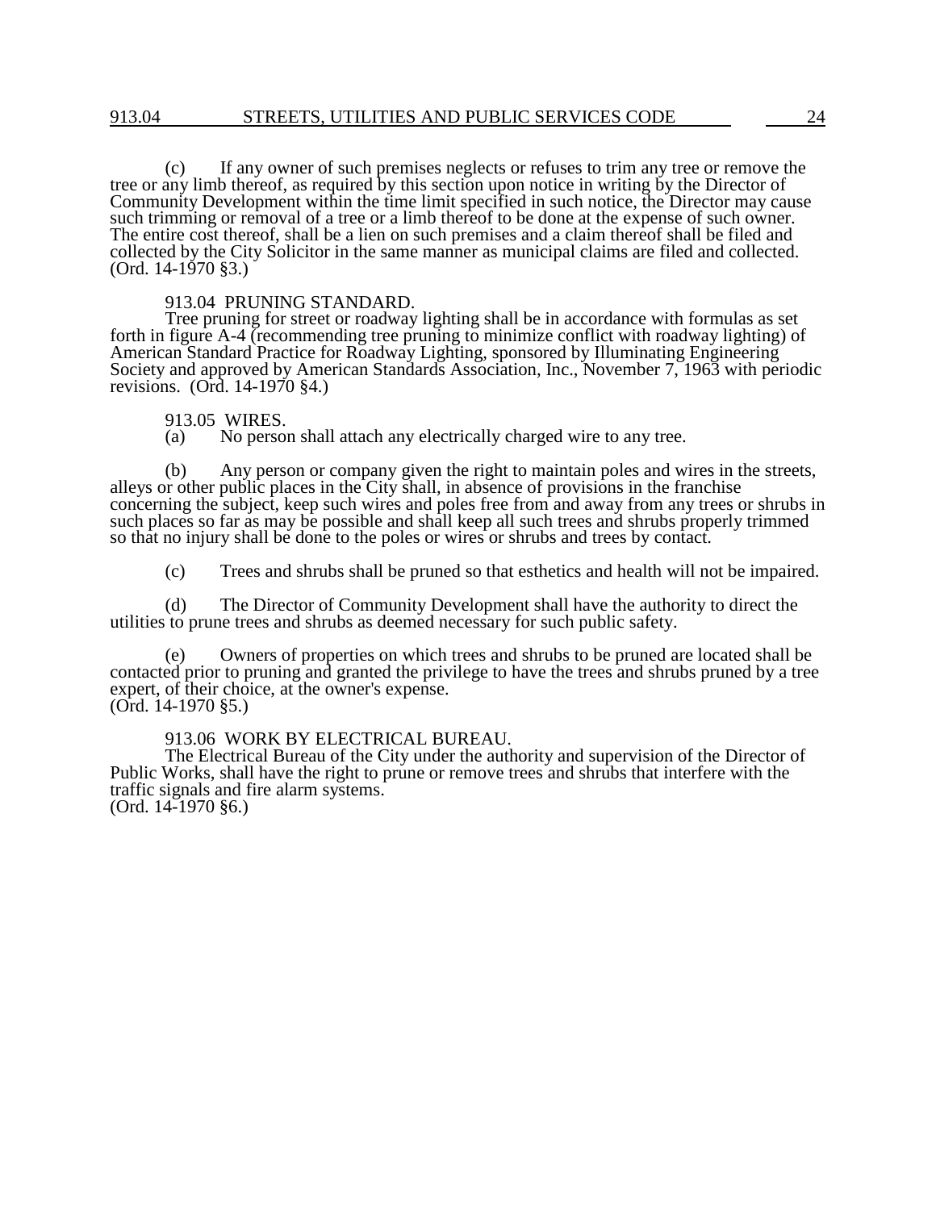(c) If any owner of such premises neglects or refuses to trim any tree or remove the tree or any limb thereof, as required by this section upon notice in writing by the Director of Community Development within the time limit specified in such notice, the Director may cause such trimming or removal of a tree or a limb thereof to be done at the expense of such owner. The entire cost thereof, shall be a lien on such premises and a claim thereof shall be filed and collected by the City Solicitor in the same manner as municipal claims are filed and collected. (Ord. 14-1970 §3.)

### 913.04 PRUNING STANDARD.

Tree pruning for street or roadway lighting shall be in accordance with formulas as set forth in figure A-4 (recommending tree pruning to minimize conflict with roadway lighting) of American Standard Practice for Roadway Lighting, sponsored by Illuminating Engineering Society and approved by American Standards Association, Inc., November 7, 1963 with periodic revisions. (Ord. 14-1970 §4.)

### 913.05 WIRES.

(a) No person shall attach any electrically charged wire to any tree.

(b) Any person or company given the right to maintain poles and wires in the streets, alleys or other public places in the City shall, in absence of provisions in the franchise concerning the subject, keep such wires and poles free from and away from any trees or shrubs in such places so far as may be possible and shall keep all such trees and shrubs properly trimmed so that no injury shall be done to the poles or wires or shrubs and trees by contact.

(c) Trees and shrubs shall be pruned so that esthetics and health will not be impaired.

(d) The Director of Community Development shall have the authority to direct the utilities to prune trees and shrubs as deemed necessary for such public safety.

(e) Owners of properties on which trees and shrubs to be pruned are located shall be contacted prior to pruning and granted the privilege to have the trees and shrubs pruned by a tree expert, of their choice, at the owner's expense.
(Ord. 14-1970 §5.)

### 913.06 WORK BY ELECTRICAL BUREAU.

The Electrical Bureau of the City under the authority and supervision of the Director of Public Works, shall have the right to prune or remove trees and shrubs that interfere with the traffic signals and fire alarm systems.
(Ord. 14-1970 §6.)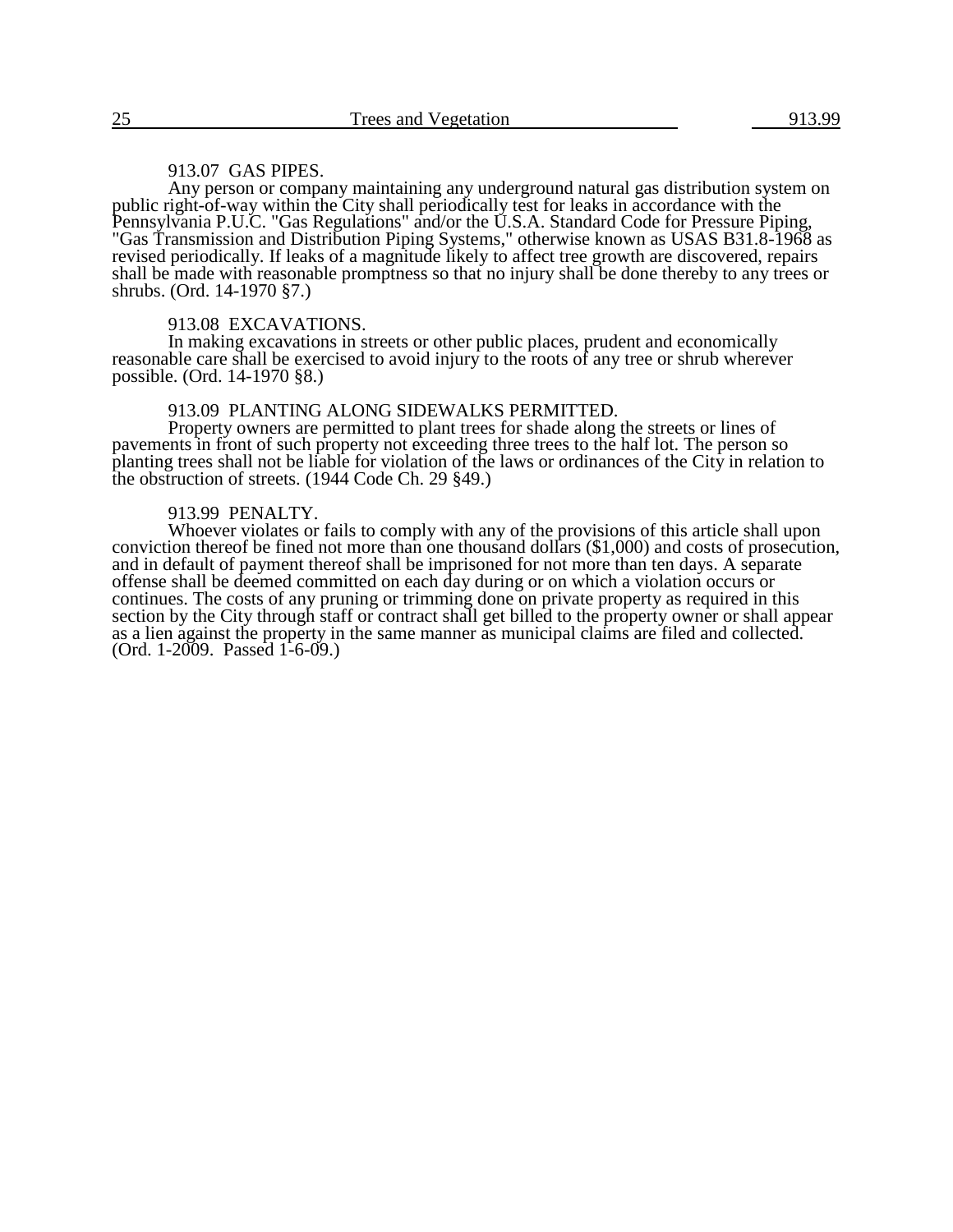913.07 GAS PIPES.

Any person or company maintaining any underground natural gas distribution system on public right-of-way within the City shall periodically test for leaks in accordance with the Pennsylvania P.U.C. "Gas Regulations" and/or the U.S.A. Standard Code for Pressure Piping, "Gas Transmission and Distribution Piping Systems," otherwise known as USAS B31.8-1968 as revised periodically. If leaks of a magnitude likely to affect tree growth are discovered, repairs shall be made with reasonable promptness so that no injury shall be done thereby to any trees or shrubs. (Ord. 14-1970 §7.)

913.08 EXCAVATIONS.

In making excavations in streets or other public places, prudent and economically reasonable care shall be exercised to avoid injury to the roots of any tree or shrub wherever possible. (Ord. 14-1970 §8.)

913.09 PLANTING ALONG SIDEWALKS PERMITTED.

Property owners are permitted to plant trees for shade along the streets or lines of pavements in front of such property not exceeding three trees to the half lot. The person so planting trees shall not be liable for violation of the laws or ordinances of the City in relation to the obstruction of streets. (1944 Code Ch. 29 §49.)

913.99 PENALTY.

Whoever violates or fails to comply with any of the provisions of this article shall upon conviction thereof be fined not more than one thousand dollars ($1,000) and costs of prosecution, and in default of payment thereof shall be imprisoned for not more than ten days. A separate offense shall be deemed committed on each day during or on which a violation occurs or continues. The costs of any pruning or trimming done on private property as required in this section by the City through staff or contract shall get billed to the property owner or shall appear as a lien against the property in the same manner as municipal claims are filed and collected. (Ord. 1-2009. Passed 1-6-09.)